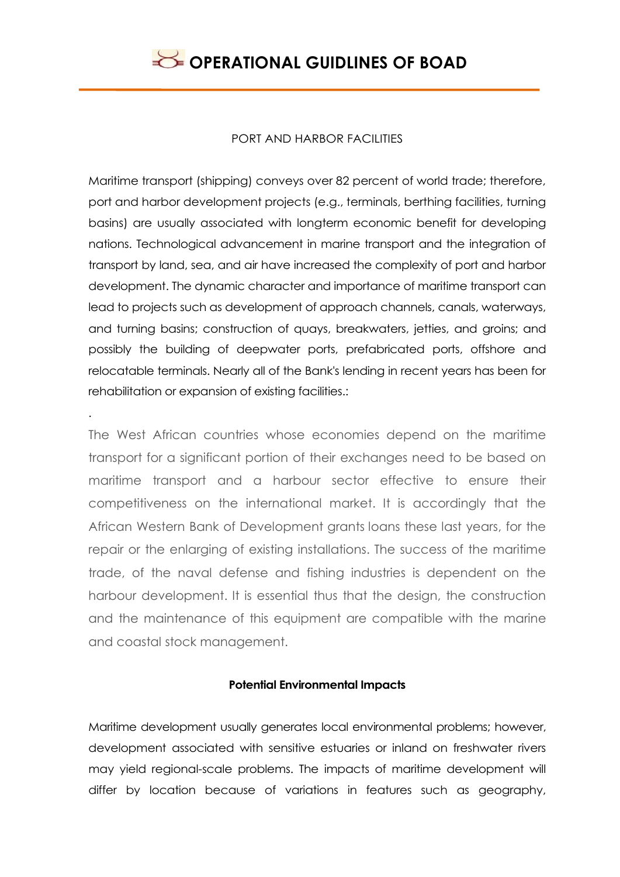# OPERATIONAL GUIDLINES OF BOAD

PORT AND HARBOR FACILITIES

Maritime transport (shipping) conveys over 82 percent of world trade; therefore, port and harbor development projects (e.g., terminals, berthing facilities, turning basins) are usually associated with longterm economic benefit for developing nations. Technological advancement in marine transport and the integration of transport by land, sea, and air have increased the complexity of port and harbor development. The dynamic character and importance of maritime transport can lead to projects such as development of approach channels, canals, waterways, and turning basins; construction of quays, breakwaters, jetties, and groins; and possibly the building of deepwater ports, prefabricated ports, offshore and relocatable terminals. Nearly all of the Bank's lending in recent years has been for rehabilitation or expansion of existing facilities.:

.

The West African countries whose economies depend on the maritime transport for a significant portion of their exchanges need to be based on maritime transport and a harbour sector effective to ensure their competitiveness on the international market. It is accordingly that the African Western Bank of Development grants loans these last years, for the repair or the enlarging of existing installations. The success of the maritime trade, of the naval defense and fishing industries is dependent on the harbour development. It is essential thus that the design, the construction and the maintenance of this equipment are compatible with the marine and coastal stock management.

**Potential Environmental Impacts**

Maritime development usually generates local environmental problems; however, development associated with sensitive estuaries or inland on freshwater rivers may yield regional-scale problems. The impacts of maritime development will differ by location because of variations in features such as geography,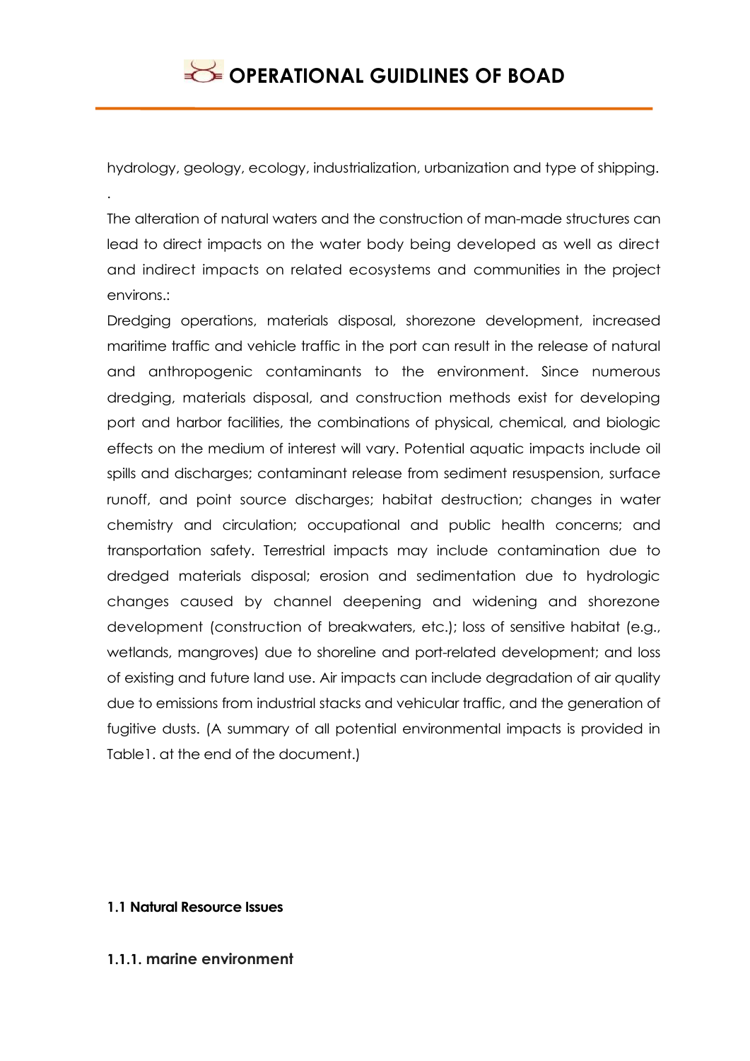hydrology, geology, ecology, industrialization, urbanization and type of shipping.

.

The alteration of natural waters and the construction of man-made structures can lead to direct impacts on the water body being developed as well as direct and indirect impacts on related ecosystems and communities in the project environs.:

Dredging operations, materials disposal, shorezone development, increased maritime traffic and vehicle traffic in the port can result in the release of natural and anthropogenic contaminants to the environment. Since numerous dredging, materials disposal, and construction methods exist for developing port and harbor facilities, the combinations of physical, chemical, and biologic effects on the medium of interest will vary. Potential aquatic impacts include oil spills and discharges; contaminant release from sediment resuspension, surface runoff, and point source discharges; habitat destruction; changes in water chemistry and circulation; occupational and public health concerns; and transportation safety. Terrestrial impacts may include contamination due to dredged materials disposal; erosion and sedimentation due to hydrologic changes caused by channel deepening and widening and shorezone development (construction of breakwaters, etc.); loss of sensitive habitat (e.g., wetlands, mangroves) due to shoreline and port-related development; and loss of existing and future land use. Air impacts can include degradation of air quality due to emissions from industrial stacks and vehicular traffic, and the generation of fugitive dusts. (A summary of all potential environmental impacts is provided in Table1. at the end of the document.)

#### 1.1 Natural Resource Issues

#### 1.1.1. marine environment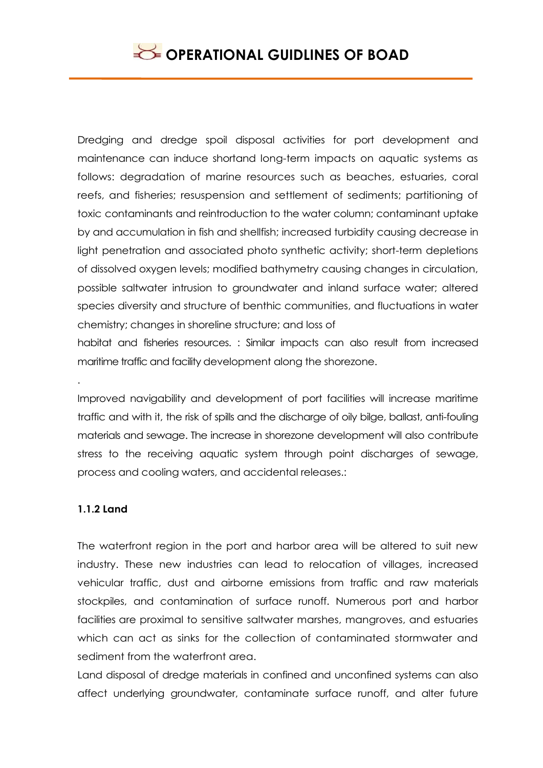Dredging and dredge spoil disposal activities for port development and maintenance can induce shortand long-term impacts on aquatic systems as follows: degradation of marine resources such as beaches, estuaries, coral reefs, and fisheries; resuspension and settlement of sediments; partitioning of toxic contaminants and reintroduction to the water column; contaminant uptake by and accumulation in fish and shellfish; increased turbidity causing decrease in light penetration and associated photo synthetic activity; short-term depletions of dissolved oxygen levels; modified bathymetry causing changes in circulation, possible saltwater intrusion to groundwater and inland surface water; altered species diversity and structure of benthic communities, and fluctuations in water chemistry; changes in shoreline structure; and loss of habitat and fisheries resources. : Similar impacts can also result from increased maritime traffic and facility development along the shorezone.

.

Improved navigability and development of port facilities will increase maritime traffic and with it, the risk of spills and the discharge of oily bilge, ballast, anti-fouling materials and sewage. The increase in shorezone development will also contribute stress to the receiving aquatic system through point discharges of sewage, process and cooling waters, and accidental releases.:

#### 1.1.2 Land

The waterfront region in the port and harbor area will be altered to suit new industry. These new industries can lead to relocation of villages, increased vehicular traffic, dust and airborne emissions from traffic and raw materials stockpiles, and contamination of surface runoff. Numerous port and harbor facilities are proximal to sensitive saltwater marshes, mangroves, and estuaries which can act as sinks for the collection of contaminated stormwater and sediment from the waterfront area.

Land disposal of dredge materials in confined and unconfined systems can also affect underlying groundwater, contaminate surface runoff, and alter future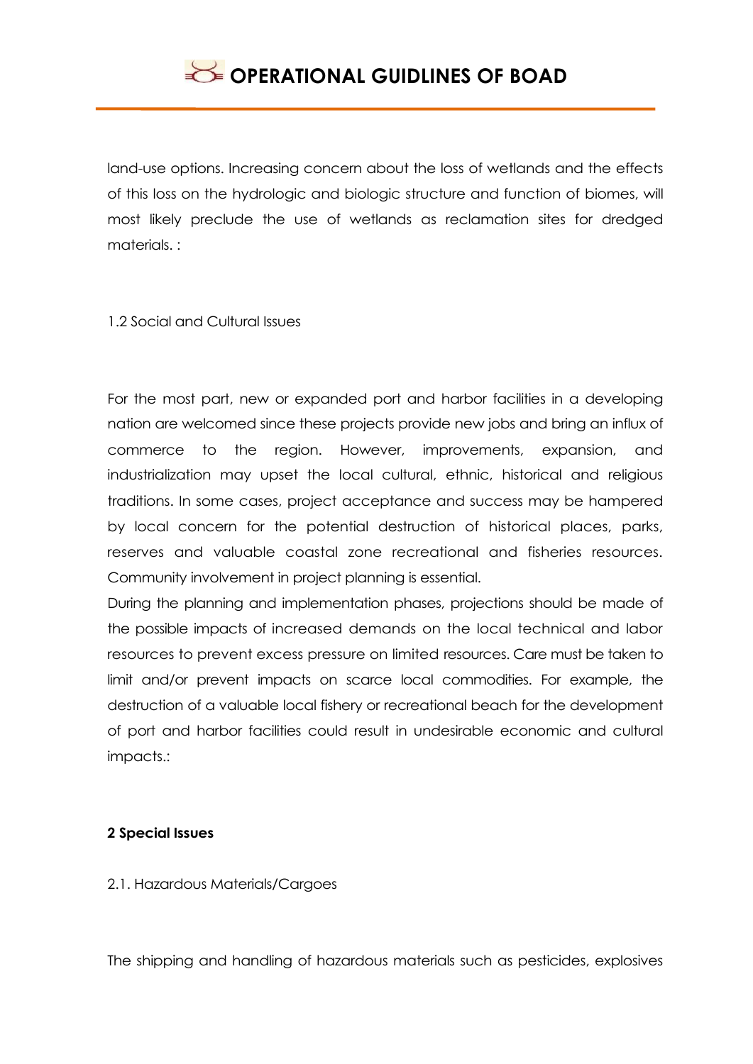land-use options. Increasing concern about the loss of wetlands and the effects of this loss on the hydrologic and biologic structure and function of biomes, will most likely preclude the use of wetlands as reclamation sites for dredged materials. :

1.2 Social and Cultural Issues

For the most part, new or expanded port and harbor facilities in a developing nation are welcomed since these projects provide new jobs and bring an influx of commerce to the region. However, improvements, expansion, and industrialization may upset the local cultural, ethnic, historical and religious traditions. In some cases, project acceptance and success may be hampered by local concern for the potential destruction of historical places, parks, reserves and valuable coastal zone recreational and fisheries resources. Community involvement in project planning is essential.

During the planning and implementation phases, projections should be made of the possible impacts of increased demands on the local technical and labor resources to prevent excess pressure on limited resources. Care must be taken to limit and/or prevent impacts on scarce local commodities. For example, the destruction of a valuable local fishery or recreational beach for the development of port and harbor facilities could result in undesirable economic and cultural impacts.:

**2 Special Issues**

2.1. Hazardous Materials/Cargoes

The shipping and handling of hazardous materials such as pesticides, explosives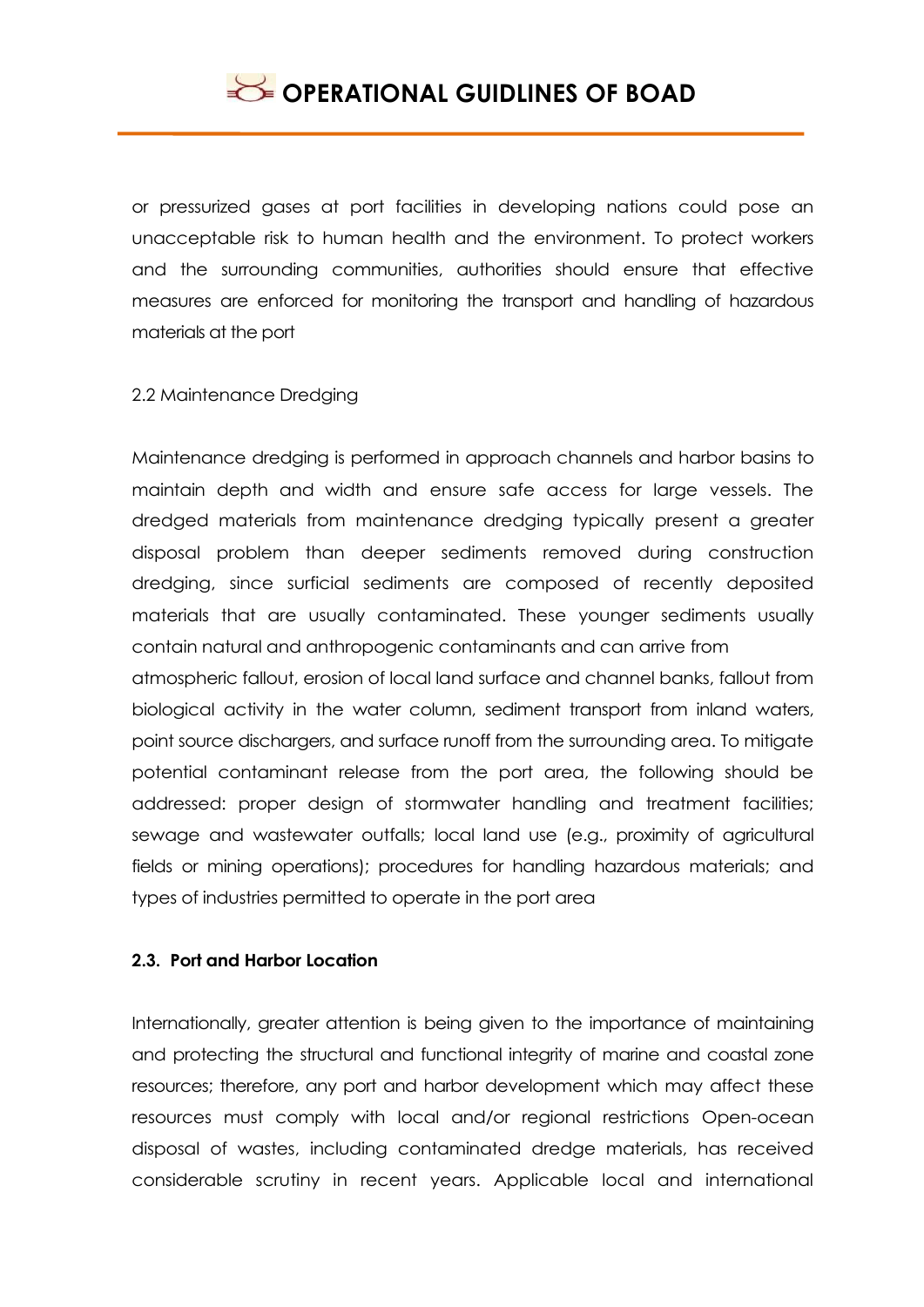or pressurized gases at port facilities in developing nations could pose an unacceptable risk to human health and the environment. To protect workers and the surrounding communities, authorities should ensure that effective measures are enforced for monitoring the transport and handling of hazardous materials at the port

2.2 Maintenance Dredging

Maintenance dredging is performed in approach channels and harbor basins to maintain depth and width and ensure safe access for large vessels. The dredged materials from maintenance dredging typically present a greater disposal problem than deeper sediments removed during construction dredging, since surficial sediments are composed of recently deposited materials that are usually contaminated. These younger sediments usually contain natural and anthropogenic contaminants and can arrive from atmospheric fallout, erosion of local land surface and channel banks, fallout from biological activity in the water column, sediment transport from inland waters, point source dischargers, and surface runoff from the surrounding area. To mitigate potential contaminant release from the port area, the following should be addressed: proper design of stormwater handling and treatment facilities; sewage and wastewater outfalls; local land use (e.g., proximity of agricultural fields or mining operations); procedures for handling hazardous materials; and types of industries permitted to operate in the port area

### 2.3. Port and Harbor Location

Internationally, greater attention is being given to the importance of maintaining and protecting the structural and functional integrity of marine and coastal zone resources; therefore, any port and harbor development which may affect these resources must comply with local and/or regional restrictions Open-ocean disposal of wastes, including contaminated dredge materials, has received considerable scrutiny in recent years. Applicable local and international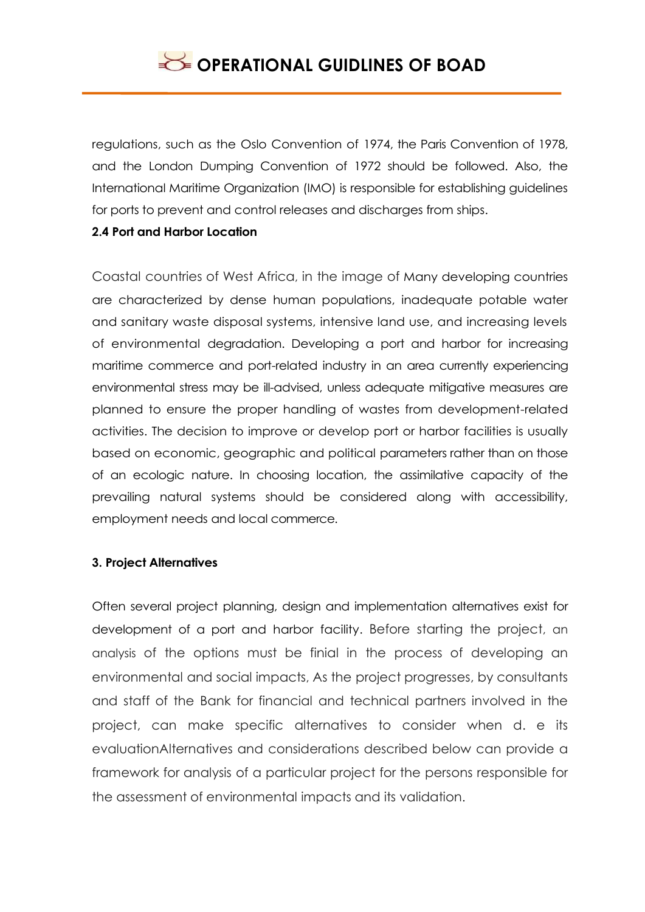regulations, such as the Oslo Convention of 1974, the Paris Convention of 1978, and the London Dumping Convention of 1972 should be followed. Also, the International Maritime Organization (IMO) is responsible for establishing guidelines for ports to prevent and control releases and discharges from ships.

**2.4 Port and Harbor Location**

Coastal countries of West Africa, in the image of Many developing countries are characterized by dense human populations, inadequate potable water and sanitary waste disposal systems, intensive land use, and increasing levels of environmental degradation. Developing a port and harbor for increasing maritime commerce and port-related industry in an area currently experiencing environmental stress may be ill-advised, unless adequate mitigative measures are planned to ensure the proper handling of wastes from development-related activities. The decision to improve or develop port or harbor facilities is usually based on economic, geographic and political parameters rather than on those of an ecologic nature. In choosing location, the assimilative capacity of the prevailing natural systems should be considered along with accessibility, employment needs and local commerce.

**3. Project Alternatives**

Often several project planning, design and implementation alternatives exist for development of a port and harbor facility. Before starting the project, an analysis of the options must be finial in the process of developing an environmental and social impacts, As the project progresses, by consultants and staff of the Bank for financial and technical partners involved in the project, can make specific alternatives to consider when d. e its evaluationAlternatives and considerations described below can provide a framework for analysis of a particular project for the persons responsible for the assessment of environmental impacts and its validation.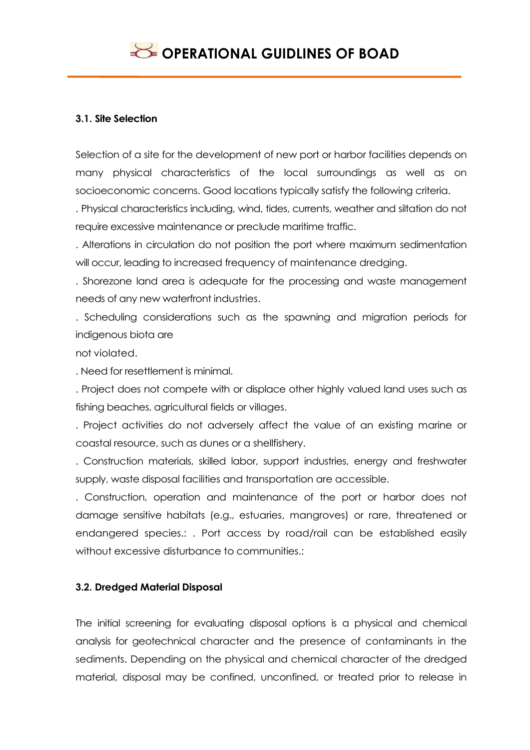### 3.1. Site Selection

Selection of a site for the development of new port or harbor facilities depends on many physical characteristics of the local surroundings as well as on socioeconomic concerns. Good locations typically satisfy the following criteria.

. Physical characteristics including, wind, tides, currents, weather and siltation do not require excessive maintenance or preclude maritime traffic.

. Alterations in circulation do not position the port where maximum sedimentation will occur, leading to increased frequency of maintenance dredging.

. Shorezone land area is adequate for the processing and waste management needs of any new waterfront industries.

. Scheduling considerations such as the spawning and migration periods for indigenous biota are not violated.

. Need for resettlement is minimal.

. Project does not compete with or displace other highly valued land uses such as fishing beaches, agricultural fields or villages.

. Project activities do not adversely affect the value of an existing marine or coastal resource, such as dunes or a shellfishery.

. Construction materials, skilled labor, support industries, energy and freshwater supply, waste disposal facilities and transportation are accessible.

. Construction, operation and maintenance of the port or harbor does not damage sensitive habitats (e.g., estuaries, mangroves) or rare, threatened or endangered species.: . Port access by road/rail can be established easily without excessive disturbance to communities.:

### 3.2. Dredged Material Disposal

The initial screening for evaluating disposal options is a physical and chemical analysis for geotechnical character and the presence of contaminants in the sediments. Depending on the physical and chemical character of the dredged material, disposal may be confined, unconfined, or treated prior to release in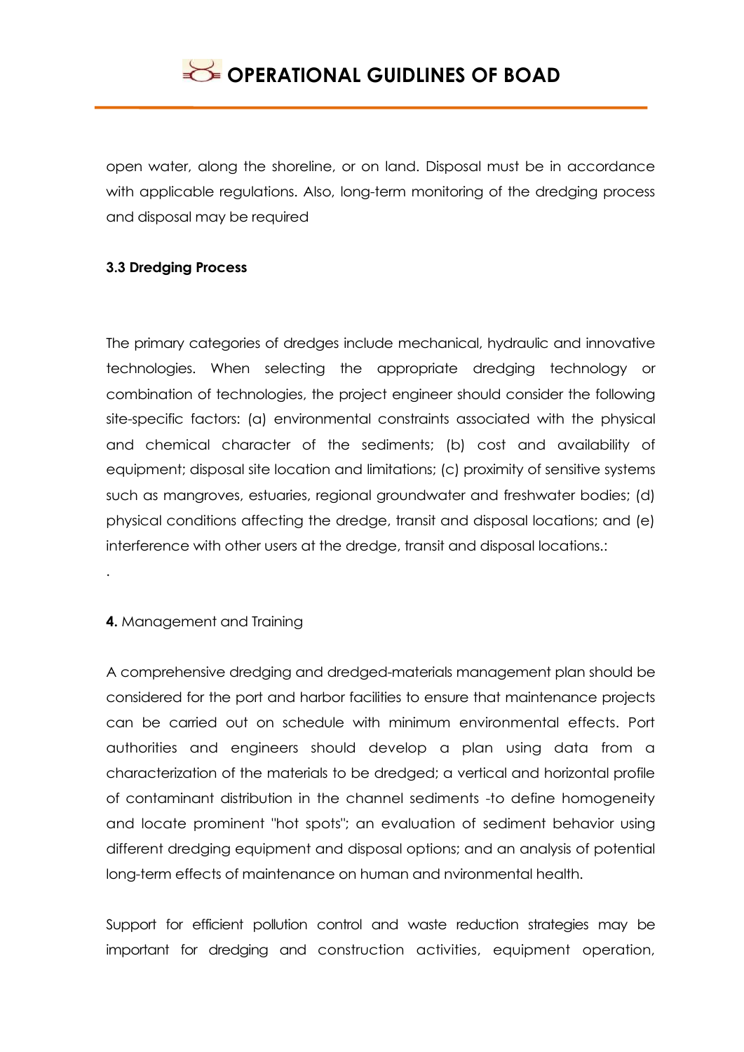open water, along the shoreline, or on land. Disposal must be in accordance with applicable regulations. Also, long-term monitoring of the dredging process and disposal may be required

### 3.3 Dredging Process

The primary categories of dredges include mechanical, hydraulic and innovative technologies. When selecting the appropriate dredging technology or combination of technologies, the project engineer should consider the following site-specific factors: (a) environmental constraints associated with the physical and chemical character of the sediments; (b) cost and availability of equipment; disposal site location and limitations; (c) proximity of sensitive systems such as mangroves, estuaries, regional groundwater and freshwater bodies; (d) physical conditions affecting the dredge, transit and disposal locations; and (e) interference with other users at the dredge, transit and disposal locations.:

.

**4.** Management and Training

A comprehensive dredging and dredged-materials management plan should be considered for the port and harbor facilities to ensure that maintenance projects can be carried out on schedule with minimum environmental effects. Port authorities and engineers should develop a plan using data from a characterization of the materials to be dredged; a vertical and horizontal profile of contaminant distribution in the channel sediments -to define homogeneity and locate prominent "hot spots"; an evaluation of sediment behavior using different dredging equipment and disposal options; and an analysis of potential long-term effects of maintenance on human and nvironmental health.

Support for efficient pollution control and waste reduction strategies may be important for dredging and construction activities, equipment operation,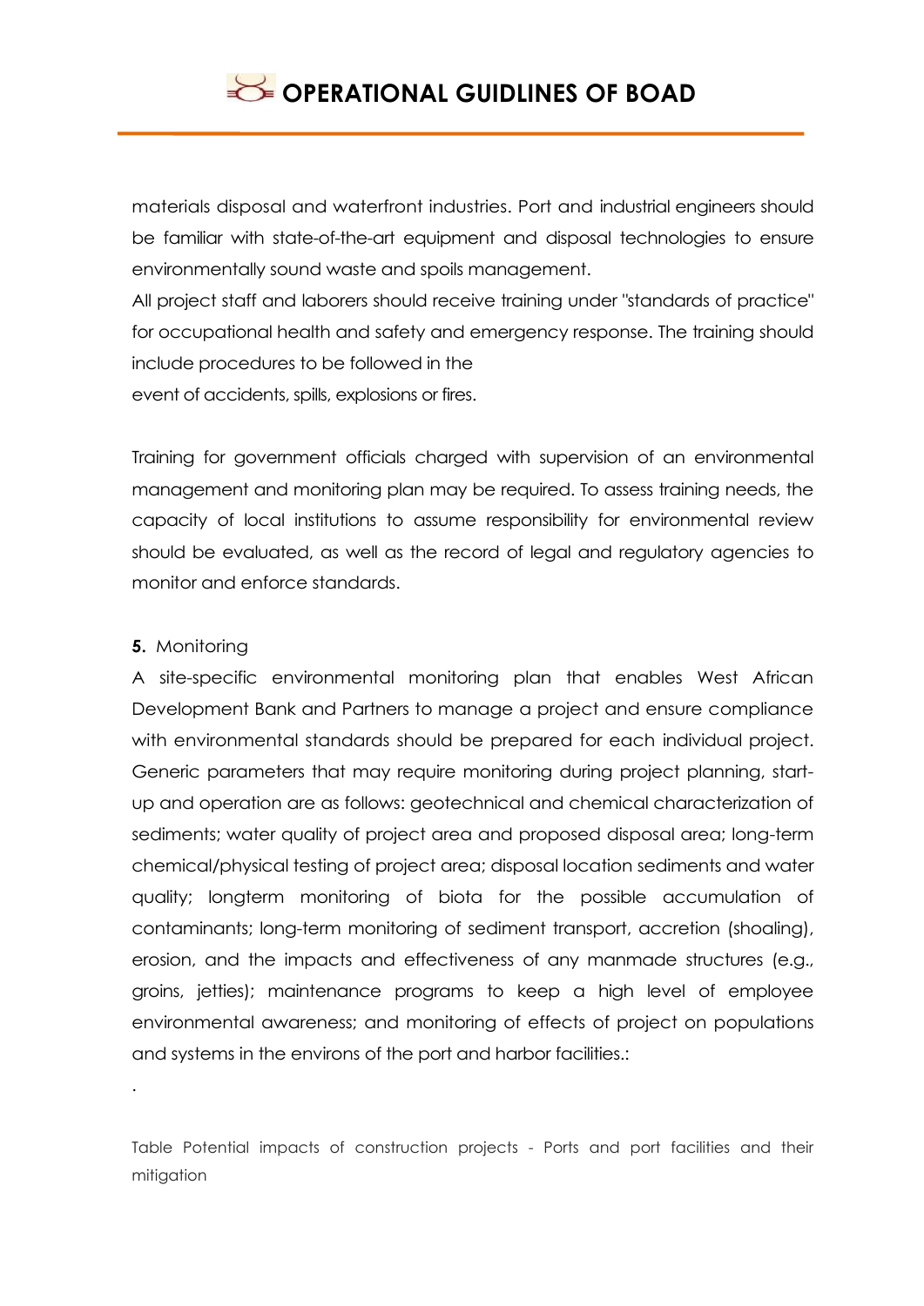materials disposal and waterfront industries. Port and industrial engineers should be familiar with state-of-the-art equipment and disposal technologies to ensure environmentally sound waste and spoils management.

All project staff and laborers should receive training under "standards of practice" for occupational health and safety and emergency response. The training should include procedures to be followed in the

event of accidents, spills, explosions or fires.

Training for government officials charged with supervision of an environmental management and monitoring plan may be required. To assess training needs, the capacity of local institutions to assume responsibility for environmental review should be evaluated, as well as the record of legal and regulatory agencies to monitor and enforce standards.

**5.** Monitoring

A site-specific environmental monitoring plan that enables West African Development Bank and Partners to manage a project and ensure compliance with environmental standards should be prepared for each individual project. Generic parameters that may require monitoring during project planning, start-up and operation are as follows: geotechnical and chemical characterization of sediments; water quality of project area and proposed disposal area; long-term chemical/physical testing of project area; disposal location sediments and water quality; longterm monitoring of biota for the possible accumulation of contaminants; long-term monitoring of sediment transport, accretion (shoaling), erosion, and the impacts and effectiveness of any manmade structures (e.g., groins, jetties); maintenance programs to keep a high level of employee environmental awareness; and monitoring of effects of project on populations and systems in the environs of the port and harbor facilities.:

.

Table Potential impacts of construction projects - Ports and port facilities and their mitigation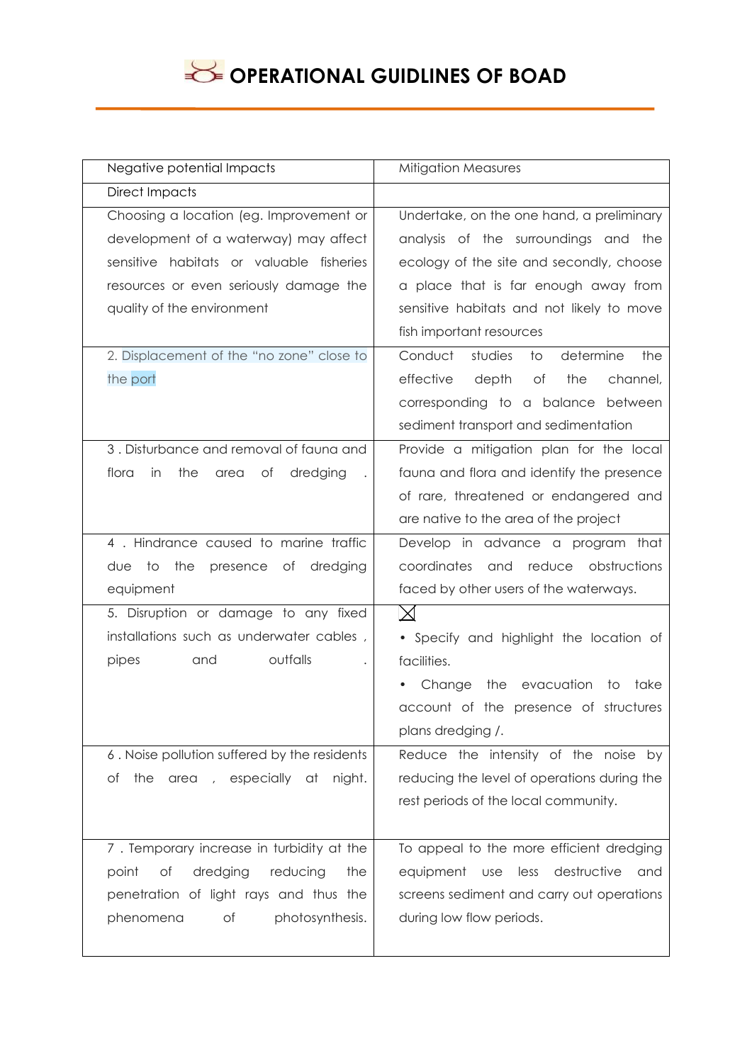# OPERATIONAL GUIDLINES OF BOAD

| Negative potential Impacts | Mitigation Measures |
|---|---|
| Direct Impacts | |
| Choosing a location (eg. Improvement or development of a waterway) may affect sensitive habitats or valuable fisheries resources or even seriously damage the quality of the environment | Undertake, on the one hand, a preliminary analysis of the surroundings and the ecology of the site and secondly, choose a place that is far enough away from sensitive habitats and not likely to move fish important resources |
| 2. Displacement of the "no zone" close to the port | Conduct studies to determine the effective depth of the channel, corresponding to a balance between sediment transport and sedimentation |
| 3 . Disturbance and removal of fauna and flora in the area of dredging . | Provide a mitigation plan for the local fauna and flora and identify the presence of rare, threatened or endangered and are native to the area of the project |
| 4 . Hindrance caused to marine traffic due to the presence of dredging equipment | Develop in advance a program that coordinates and reduce obstructions faced by other users of the waterways. |
| 5. Disruption or damage to any fixed installations such as underwater cables , pipes and outfalls . | • Specify and highlight the location of facilities.<br>• Change the evacuation to take account of the presence of structures plans dredging /. |
| 6 . Noise pollution suffered by the residents of the area , especially at night. | Reduce the intensity of the noise by reducing the level of operations during the rest periods of the local community. |
| 7 . Temporary increase in turbidity at the point of dredging reducing the penetration of light rays and thus the phenomena of photosynthesis. | To appeal to the more efficient dredging equipment use less destructive and screens sediment and carry out operations during low flow periods. |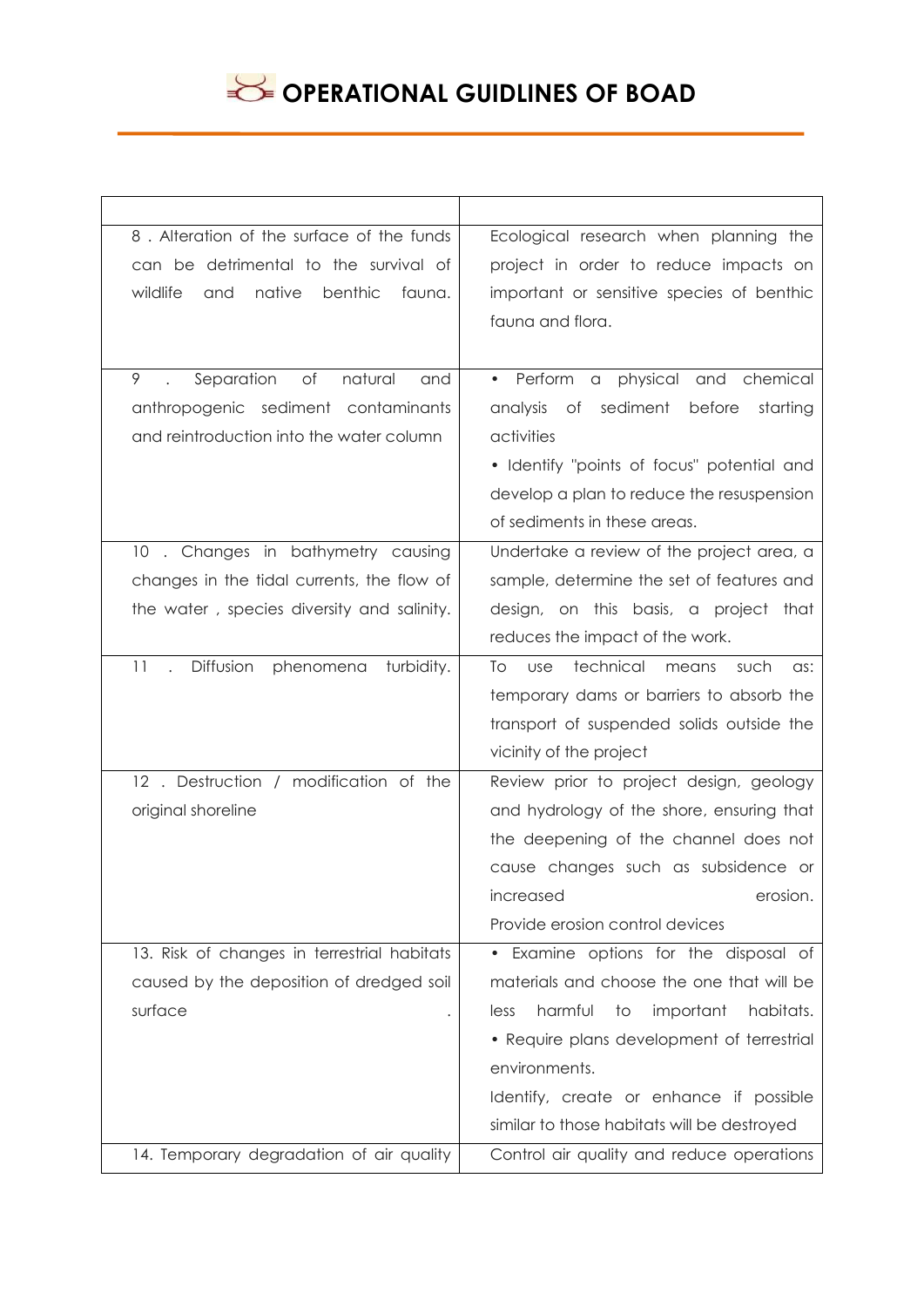| | |
|---|---|
| 8 . Alteration of the surface of the funds can be detrimental to the survival of wildlife and native benthic fauna. | Ecological research when planning the project in order to reduce impacts on important or sensitive species of benthic fauna and flora. |
| 9 . Separation of natural and anthropogenic sediment contaminants and reintroduction into the water column | • Perform a physical and chemical analysis of sediment before starting activities<br>• Identify "points of focus" potential and develop a plan to reduce the resuspension of sediments in these areas. |
| 10 . Changes in bathymetry causing changes in the tidal currents, the flow of the water , species diversity and salinity. | Undertake a review of the project area, a sample, determine the set of features and design, on this basis, a project that reduces the impact of the work. |
| 11 . Diffusion phenomena turbidity. | To use technical means such as: temporary dams or barriers to absorb the transport of suspended solids outside the vicinity of the project |
| 12 . Destruction / modification of the original shoreline | Review prior to project design, geology and hydrology of the shore, ensuring that the deepening of the channel does not cause changes such as subsidence or increased erosion.<br>Provide erosion control devices |
| 13. Risk of changes in terrestrial habitats caused by the deposition of dredged soil surface . | • Examine options for the disposal of materials and choose the one that will be less harmful to important habitats.<br>• Require plans development of terrestrial environments.<br>Identify, create or enhance if possible similar to those habitats will be destroyed |
| 14. Temporary degradation of air quality | Control air quality and reduce operations |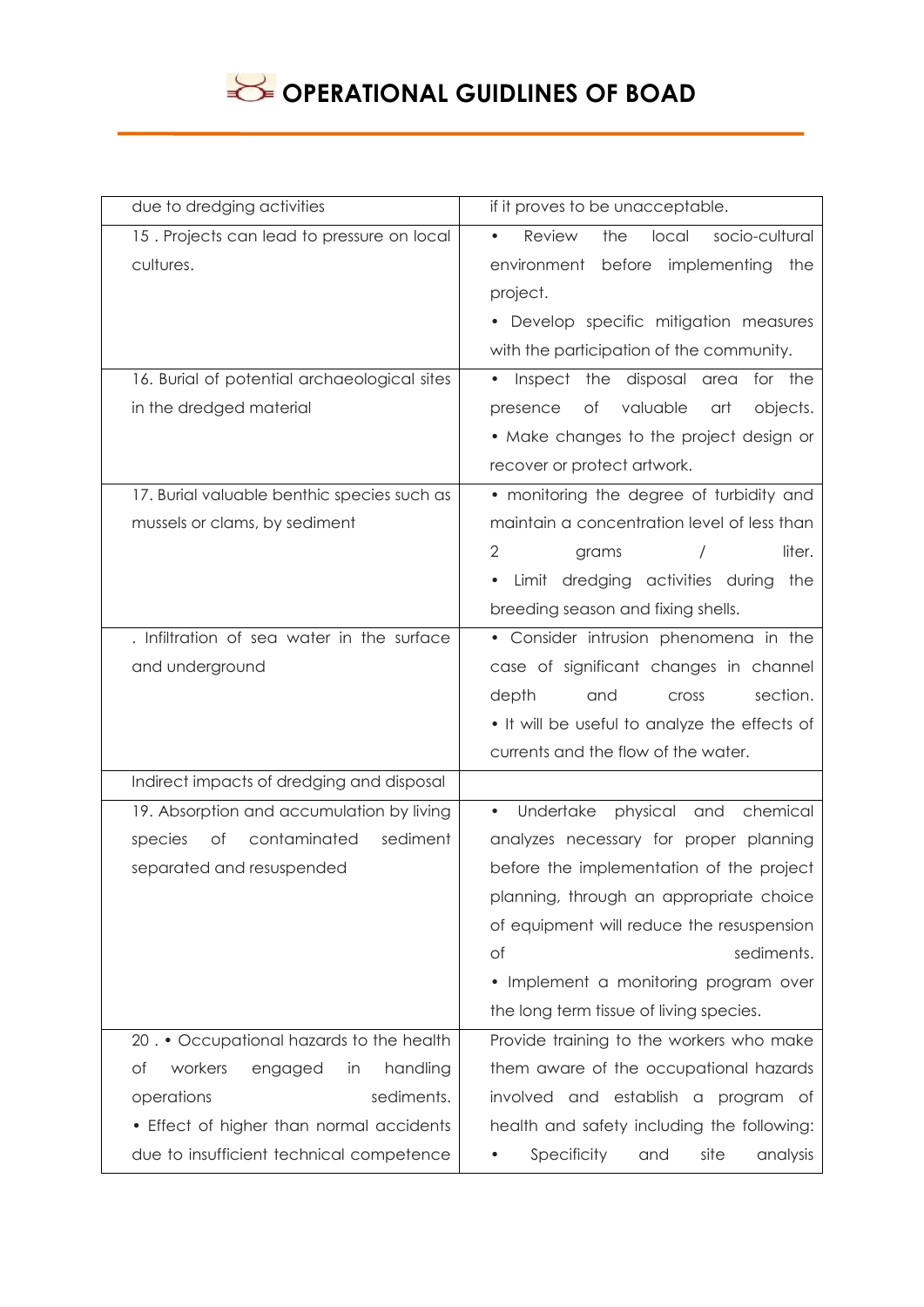| | |
|---|---|
| due to dredging activities | if it proves to be unacceptable. |
| 15 . Projects can lead to pressure on local cultures. | • Review the local socio-cultural environment before implementing the project.<br>• Develop specific mitigation measures with the participation of the community. |
| 16. Burial of potential archaeological sites in the dredged material | • Inspect the disposal area for the presence of valuable art objects.<br>• Make changes to the project design or recover or protect artwork. |
| 17. Burial valuable benthic species such as mussels or clams, by sediment | • monitoring the degree of turbidity and maintain a concentration level of less than 2 grams / liter.<br>• Limit dredging activities during the breeding season and fixing shells. |
| . Infiltration of sea water in the surface and underground | • Consider intrusion phenomena in the case of significant changes in channel depth and cross section.<br>• It will be useful to analyze the effects of currents and the flow of the water. |
| Indirect impacts of dredging and disposal | |
| 19. Absorption and accumulation by living species of contaminated sediment separated and resuspended | • Undertake physical and chemical analyzes necessary for proper planning before the implementation of the project planning, through an appropriate choice of equipment will reduce the resuspension of sediments.<br>• Implement a monitoring program over the long term tissue of living species. |
| 20 . • Occupational hazards to the health of workers engaged in handling operations sediments.<br>• Effect of higher than normal accidents due to insufficient technical competence | Provide training to the workers who make them aware of the occupational hazards involved and establish a program of health and safety including the following:<br>• Specificity and site analysis |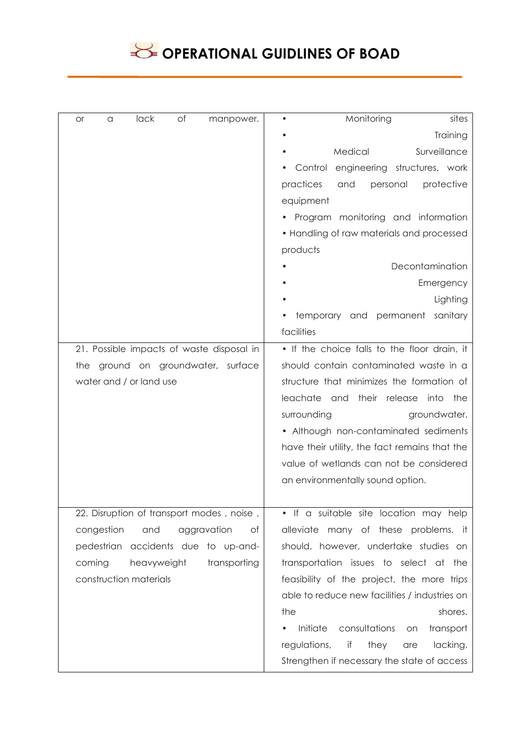| | |
|---|---|
| or a lack of manpower. | • Monitoring sites<br>• Training<br>• Medical Surveillance<br>• Control engineering structures, work practices and personal protective equipment<br>• Program monitoring and information<br>• Handling of raw materials and processed products<br>• Decontamination<br>• Emergency<br>• Lighting<br>• temporary and permanent sanitary facilities |
| 21. Possible impacts of waste disposal in the ground on groundwater, surface water and / or land use | • If the choice falls to the floor drain, it should contain contaminated waste in a structure that minimizes the formation of leachate and their release into the surrounding groundwater.<br>• Although non-contaminated sediments have their utility, the fact remains that the value of wetlands can not be considered an environmentally sound option. |
| 22. Disruption of transport modes , noise , congestion and aggravation of pedestrian accidents due to up-and-coming heavyweight transporting construction materials | • If a suitable site location may help alleviate many of these problems, it should, however, undertake studies on transportation issues to select at the feasibility of the project, the more trips able to reduce new facilities / industries on the shores.<br>• Initiate consultations on transport regulations, if they are lacking. Strengthen if necessary the state of access |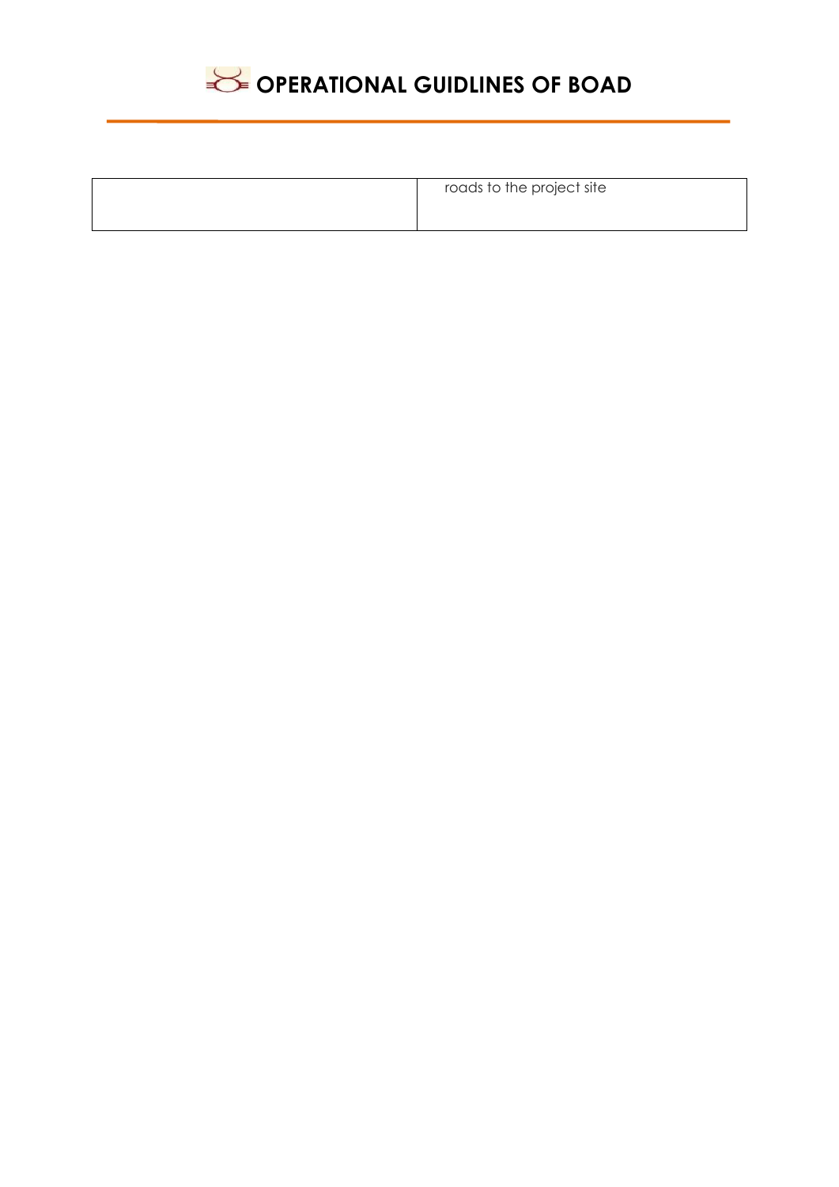| | |
|---|---|
| | roads to the project site |